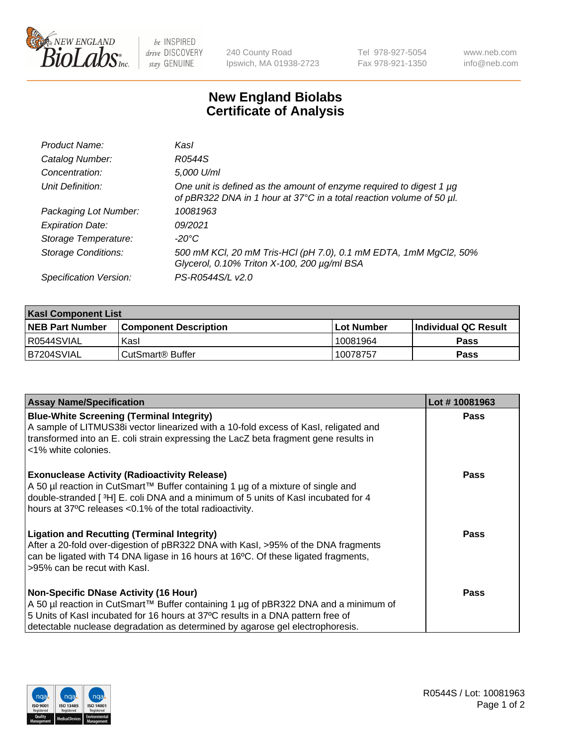# New England Biolabs
# Certificate of Analysis

| | |
|---|---|
| *Product Name:* | *KasI* |
| *Catalog Number:* | *R0544S* |
| *Concentration:* | *5,000 U/ml* |
| *Unit Definition:* | *One unit is defined as the amount of enzyme required to digest 1 µg of pBR322 DNA in 1 hour at 37°C in a total reaction volume of 50 µl.* |
| *Packaging Lot Number:* | *10081963* |
| *Expiration Date:* | *09/2021* |
| *Storage Temperature:* | *-20°C* |
| *Storage Conditions:* | *500 mM KCl, 20 mM Tris-HCl (pH 7.0), 0.1 mM EDTA, 1mM MgCl2, 50% Glycerol, 0.10% Triton X-100, 200 µg/ml BSA* |
| *Specification Version:* | *PS-R0544S/L v2.0* |

| **KasI Component List** | | | |
|---|---|---|---|
| **NEB Part Number** | **Component Description** | **Lot Number** | **Individual QC Result** |
| R0544SVIAL | KasI | 10081964 | **Pass** |
| B7204SVIAL | CutSmart® Buffer | 10078757 | **Pass** |

| **Assay Name/Specification** | **Lot # 10081963** |
|---|---|
| **Blue-White Screening (Terminal Integrity)**<br>A sample of LITMUS38i vector linearized with a 10-fold excess of KasI, religated and transformed into an E. coli strain expressing the LacZ beta fragment gene results in <1% white colonies. | **Pass** |
| **Exonuclease Activity (Radioactivity Release)**<br>A 50 µl reaction in CutSmart™ Buffer containing 1 µg of a mixture of single and double-stranded [ $^3$H] E. coli DNA and a minimum of 5 units of KasI incubated for 4 hours at 37ºC releases <0.1% of the total radioactivity. | **Pass** |
| **Ligation and Recutting (Terminal Integrity)**<br>After a 20-fold over-digestion of pBR322 DNA with KasI, >95% of the DNA fragments can be ligated with T4 DNA ligase in 16 hours at 16ºC. Of these ligated fragments, >95% can be recut with KasI. | **Pass** |
| **Non-Specific DNase Activity (16 Hour)**<br>A 50 µl reaction in CutSmart™ Buffer containing 1 µg of pBR322 DNA and a minimum of 5 Units of KasI incubated for 16 hours at 37ºC results in a DNA pattern free of detectable nuclease degradation as determined by agarose gel electrophoresis. | **Pass** |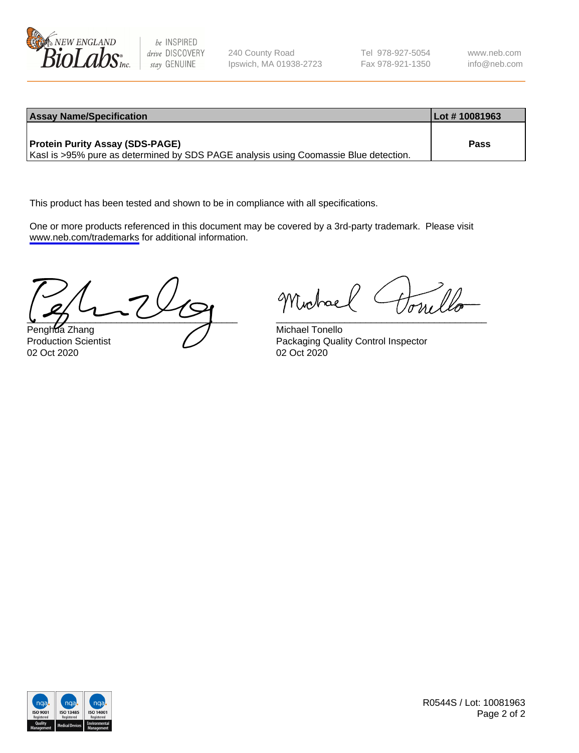| Assay Name/Specification | Lot # 10081963 |
| --- | --- |
| **Protein Purity Assay (SDS-PAGE)**<br>KasI is >95% pure as determined by SDS PAGE analysis using Coomassie Blue detection. | **Pass** |

This product has been tested and shown to be in compliance with all specifications.

One or more products referenced in this document may be covered by a 3rd-party trademark. Please visit www.neb.com/trademarks for additional information.

Penghua Zhang
Production Scientist
02 Oct 2020

Michael Tonello
Packaging Quality Control Inspector
02 Oct 2020

R0544S / Lot: 10081963